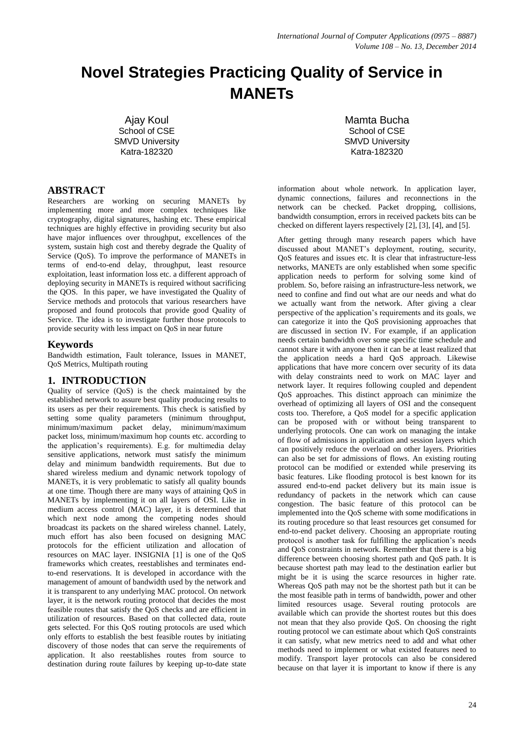# Novel Strategies Practicing Quality of Service in MANETs

Ajay Koul
School of CSE
SMVD University
Katra-182320

Mamta Bucha
School of CSE
SMVD University
Katra-182320

## ABSTRACT

Researchers are working on securing MANETs by implementing more and more complex techniques like cryptography, digital signatures, hashing etc. These empirical techniques are highly effective in providing security but also have major influences over throughput, excellences of the system, sustain high cost and thereby degrade the Quality of Service (QoS). To improve the performance of MANETs in terms of end-to-end delay, throughput, least resource exploitation, least information loss etc. a different approach of deploying security in MANETs is required without sacrificing the QOS. In this paper, we have investigated the Quality of Service methods and protocols that various researchers have proposed and found protocols that provide good Quality of Service. The idea is to investigate further those protocols to provide security with less impact on QoS in near future

## Keywords

Bandwidth estimation, Fault tolerance, Issues in MANET, QoS Metrics, Multipath routing

## 1. INTRODUCTION

Quality of service (QoS) is the check maintained by the established network to assure best quality producing results to its users as per their requirements. This check is satisfied by setting some quality parameters (minimum throughput, minimum/maximum packet delay, minimum/maximum packet loss, minimum/maximum hop counts etc. according to the application's requirements). E.g. for multimedia delay sensitive applications, network must satisfy the minimum delay and minimum bandwidth requirements. But due to shared wireless medium and dynamic network topology of MANETs, it is very problematic to satisfy all quality bounds at one time. Though there are many ways of attaining QoS in MANETs by implementing it on all layers of OSI. Like in medium access control (MAC) layer, it is determined that which next node among the competing nodes should broadcast its packets on the shared wireless channel. Lately, much effort has also been focused on designing MAC protocols for the efficient utilization and allocation of resources on MAC layer. INSIGNIA [1] is one of the QoS frameworks which creates, reestablishes and terminates end-to-end reservations. It is developed in accordance with the management of amount of bandwidth used by the network and it is transparent to any underlying MAC protocol. On network layer, it is the network routing protocol that decides the most feasible routes that satisfy the QoS checks and are efficient in utilization of resources. Based on that collected data, route gets selected. For this QoS routing protocols are used which only efforts to establish the best feasible routes by initiating discovery of those nodes that can serve the requirements of application. It also reestablishes routes from source to destination during route failures by keeping up-to-date state information about whole network. In application layer, dynamic connections, failures and reconnections in the network can be checked. Packet dropping, collisions, bandwidth consumption, errors in received packets bits can be checked on different layers respectively [2], [3], [4], and [5].

After getting through many research papers which have discussed about MANET's deployment, routing, security, QoS features and issues etc. It is clear that infrastructure-less networks, MANETs are only established when some specific application needs to perform for solving some kind of problem. So, before raising an infrastructure-less network, we need to confine and find out what are our needs and what do we actually want from the network. After giving a clear perspective of the application's requirements and its goals, we can categorize it into the QoS provisioning approaches that are discussed in section IV. For example, if an application needs certain bandwidth over some specific time schedule and cannot share it with anyone then it can be at least realized that the application needs a hard QoS approach. Likewise applications that have more concern over security of its data with delay constraints need to work on MAC layer and network layer. It requires following coupled and dependent QoS approaches. This distinct approach can minimize the overhead of optimizing all layers of OSI and the consequent costs too. Therefore, a QoS model for a specific application can be proposed with or without being transparent to underlying protocols. One can work on managing the intake of flow of admissions in application and session layers which can positively reduce the overload on other layers. Priorities can also be set for admissions of flows. An existing routing protocol can be modified or extended while preserving its basic features. Like flooding protocol is best known for its assured end-to-end packet delivery but its main issue is redundancy of packets in the network which can cause congestion. The basic feature of this protocol can be implemented into the QoS scheme with some modifications in its routing procedure so that least resources get consumed for end-to-end packet delivery. Choosing an appropriate routing protocol is another task for fulfilling the application's needs and QoS constraints in network. Remember that there is a big difference between choosing shortest path and QoS path. It is because shortest path may lead to the destination earlier but might be it is using the scarce resources in higher rate. Whereas QoS path may not be the shortest path but it can be the most feasible path in terms of bandwidth, power and other limited resources usage. Several routing protocols are available which can provide the shortest routes but this does not mean that they also provide QoS. On choosing the right routing protocol we can estimate about which QoS constraints it can satisfy, what new metrics need to add and what other methods need to implement or what existed features need to modify. Transport layer protocols can also be considered because on that layer it is important to know if there is any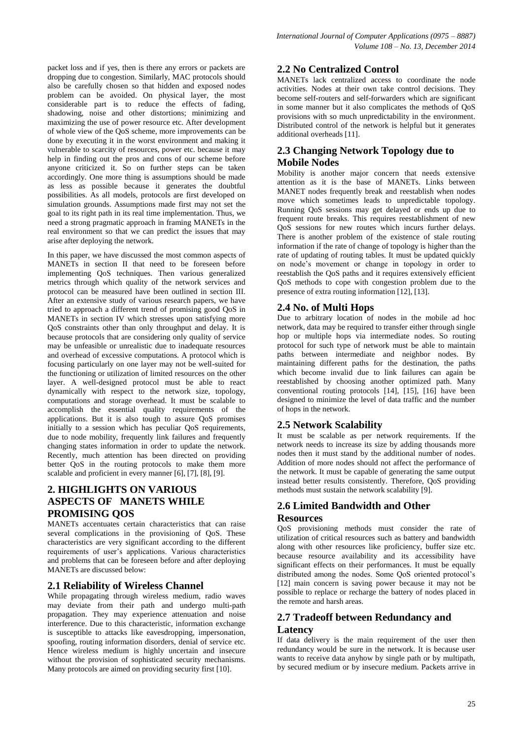packet loss and if yes, then is there any errors or packets are dropping due to congestion. Similarly, MAC protocols should also be carefully chosen so that hidden and exposed nodes problem can be avoided. On physical layer, the most considerable part is to reduce the effects of fading, shadowing, noise and other distortions; minimizing and maximizing the use of power resource etc. After development of whole view of the QoS scheme, more improvements can be done by executing it in the worst environment and making it vulnerable to scarcity of resources, power etc. because it may help in finding out the pros and cons of our scheme before anyone criticized it. So on further steps can be taken accordingly. One more thing is assumptions should be made as less as possible because it generates the doubtful possibilities. As all models, protocols are first developed on simulation grounds. Assumptions made first may not set the goal to its right path in its real time implementation. Thus, we need a strong pragmatic approach in framing MANETs in the real environment so that we can predict the issues that may arise after deploying the network.

In this paper, we have discussed the most common aspects of MANETs in section II that need to be foreseen before implementing QoS techniques. Then various generalized metrics through which quality of the network services and protocol can be measured have been outlined in section III. After an extensive study of various research papers, we have tried to approach a different trend of promising good QoS in MANETs in section IV which stresses upon satisfying more QoS constraints other than only throughput and delay. It is because protocols that are considering only quality of service may be unfeasible or unrealistic due to inadequate resources and overhead of excessive computations. A protocol which is focusing particularly on one layer may not be well-suited for the functioning or utilization of limited resources on the other layer. A well-designed protocol must be able to react dynamically with respect to the network size, topology, computations and storage overhead. It must be scalable to accomplish the essential quality requirements of the applications. But it is also tough to assure QoS promises initially to a session which has peculiar QoS requirements, due to node mobility, frequently link failures and frequently changing states information in order to update the network. Recently, much attention has been directed on providing better QoS in the routing protocols to make them more scalable and proficient in every manner [6], [7], [8], [9].

## 2. HIGHLIGHTS ON VARIOUS ASPECTS OF MANETS WHILE PROMISING QOS

MANETs accentuates certain characteristics that can raise several complications in the provisioning of QoS. These characteristics are very significant according to the different requirements of user's applications. Various characteristics and problems that can be foreseen before and after deploying MANETs are discussed below:

### 2.1 Reliability of Wireless Channel

While propagating through wireless medium, radio waves may deviate from their path and undergo multi-path propagation. They may experience attenuation and noise interference. Due to this characteristic, information exchange is susceptible to attacks like eavesdropping, impersonation, spoofing, routing information disorders, denial of service etc. Hence wireless medium is highly uncertain and insecure without the provision of sophisticated security mechanisms. Many protocols are aimed on providing security first [10].

### 2.2 No Centralized Control

MANETs lack centralized access to coordinate the node activities. Nodes at their own take control decisions. They become self-routers and self-forwarders which are significant in some manner but it also complicates the methods of QoS provisions with so much unpredictability in the environment. Distributed control of the network is helpful but it generates additional overheads [11].

### 2.3 Changing Network Topology due to Mobile Nodes

Mobility is another major concern that needs extensive attention as it is the base of MANETs. Links between MANET nodes frequently break and reestablish when nodes move which sometimes leads to unpredictable topology. Running QoS sessions may get delayed or ends up due to frequent route breaks. This requires reestablishment of new QoS sessions for new routes which incurs further delays. There is another problem of the existence of stale routing information if the rate of change of topology is higher than the rate of updating of routing tables. It must be updated quickly on node's movement or change in topology in order to reestablish the QoS paths and it requires extensively efficient QoS methods to cope with congestion problem due to the presence of extra routing information [12], [13].

### 2.4 No. of Multi Hops

Due to arbitrary location of nodes in the mobile ad hoc network, data may be required to transfer either through single hop or multiple hops via intermediate nodes. So routing protocol for such type of network must be able to maintain paths between intermediate and neighbor nodes. By maintaining different paths for the destination, the paths which become invalid due to link failures can again be reestablished by choosing another optimized path. Many conventional routing protocols [14], [15], [16] have been designed to minimize the level of data traffic and the number of hops in the network.

### 2.5 Network Scalability

It must be scalable as per network requirements. If the network needs to increase its size by adding thousands more nodes then it must stand by the additional number of nodes. Addition of more nodes should not affect the performance of the network. It must be capable of generating the same output instead better results consistently. Therefore, QoS providing methods must sustain the network scalability [9].

### 2.6 Limited Bandwidth and Other Resources

QoS provisioning methods must consider the rate of utilization of critical resources such as battery and bandwidth along with other resources like proficiency, buffer size etc. because resource availability and its accessibility have significant effects on their performances. It must be equally distributed among the nodes. Some QoS oriented protocol's [12] main concern is saving power because it may not be possible to replace or recharge the battery of nodes placed in the remote and harsh areas.

### 2.7 Tradeoff between Redundancy and Latency

If data delivery is the main requirement of the user then redundancy would be sure in the network. It is because user wants to receive data anyhow by single path or by multipath, by secured medium or by insecure medium. Packets arrive in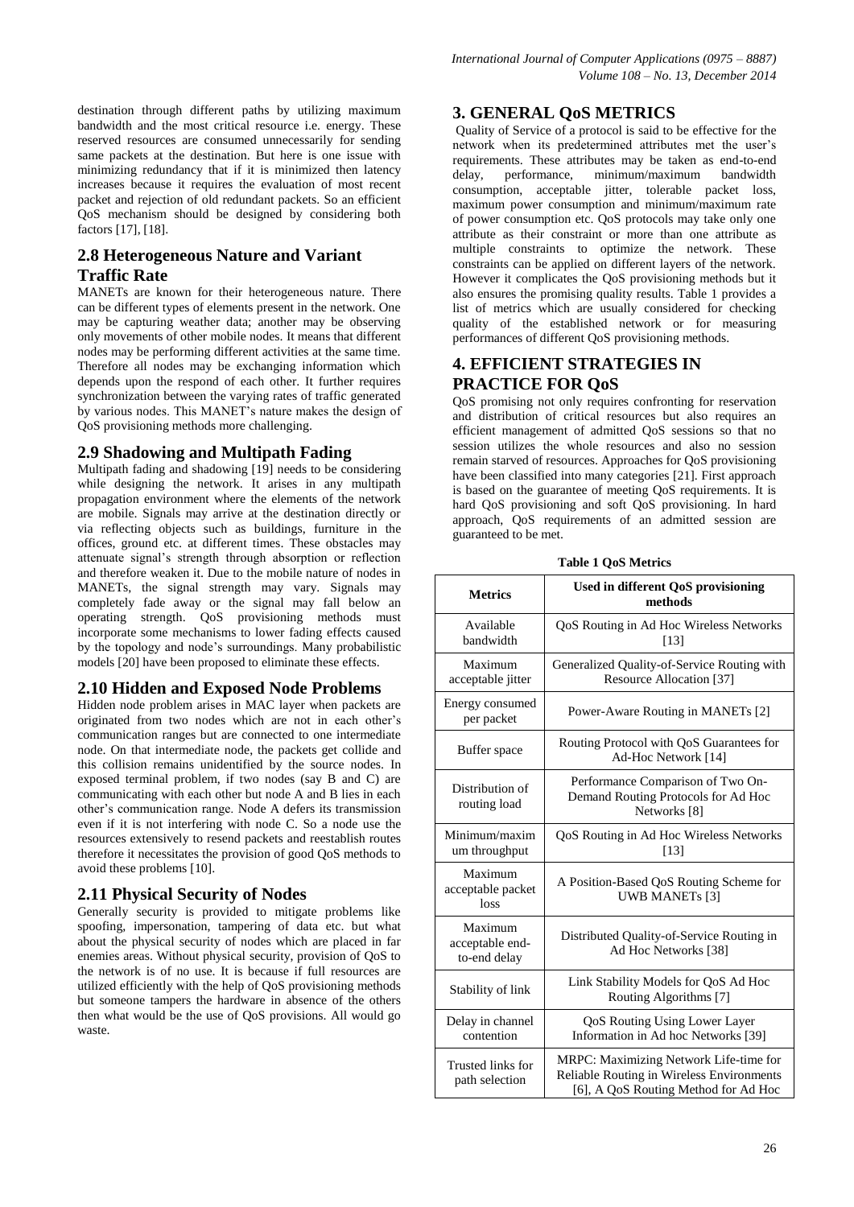destination through different paths by utilizing maximum bandwidth and the most critical resource i.e. energy. These reserved resources are consumed unnecessarily for sending same packets at the destination. But here is one issue with minimizing redundancy that if it is minimized then latency increases because it requires the evaluation of most recent packet and rejection of old redundant packets. So an efficient QoS mechanism should be designed by considering both factors [17], [18].

## 2.8 Heterogeneous Nature and Variant Traffic Rate

MANETs are known for their heterogeneous nature. There can be different types of elements present in the network. One may be capturing weather data; another may be observing only movements of other mobile nodes. It means that different nodes may be performing different activities at the same time. Therefore all nodes may be exchanging information which depends upon the respond of each other. It further requires synchronization between the varying rates of traffic generated by various nodes. This MANET's nature makes the design of QoS provisioning methods more challenging.

## 2.9 Shadowing and Multipath Fading

Multipath fading and shadowing [19] needs to be considering while designing the network. It arises in any multipath propagation environment where the elements of the network are mobile. Signals may arrive at the destination directly or via reflecting objects such as buildings, furniture in the offices, ground etc. at different times. These obstacles may attenuate signal's strength through absorption or reflection and therefore weaken it. Due to the mobile nature of nodes in MANETs, the signal strength may vary. Signals may completely fade away or the signal may fall below an operating strength. QoS provisioning methods must incorporate some mechanisms to lower fading effects caused by the topology and node's surroundings. Many probabilistic models [20] have been proposed to eliminate these effects.

## 2.10 Hidden and Exposed Node Problems

Hidden node problem arises in MAC layer when packets are originated from two nodes which are not in each other's communication ranges but are connected to one intermediate node. On that intermediate node, the packets get collide and this collision remains unidentified by the source nodes. In exposed terminal problem, if two nodes (say B and C) are communicating with each other but node A and B lies in each other's communication range. Node A defers its transmission even if it is not interfering with node C. So a node use the resources extensively to resend packets and reestablish routes therefore it necessitates the provision of good QoS methods to avoid these problems [10].

## 2.11 Physical Security of Nodes

Generally security is provided to mitigate problems like spoofing, impersonation, tampering of data etc. but what about the physical security of nodes which are placed in far enemies areas. Without physical security, provision of QoS to the network is of no use. It is because if full resources are utilized efficiently with the help of QoS provisioning methods but someone tampers the hardware in absence of the others then what would be the use of QoS provisions. All would go waste.

# 3. GENERAL QoS METRICS

Quality of Service of a protocol is said to be effective for the network when its predetermined attributes met the user's requirements. These attributes may be taken as end-to-end delay, performance, minimum/maximum bandwidth consumption, acceptable jitter, tolerable packet loss, maximum power consumption and minimum/maximum rate of power consumption etc. QoS protocols may take only one attribute as their constraint or more than one attribute as multiple constraints to optimize the network. These constraints can be applied on different layers of the network. However it complicates the QoS provisioning methods but it also ensures the promising quality results. Table 1 provides a list of metrics which are usually considered for checking quality of the established network or for measuring performances of different QoS provisioning methods.

# 4. EFFICIENT STRATEGIES IN PRACTICE FOR QoS

QoS promising not only requires confronting for reservation and distribution of critical resources but also requires an efficient management of admitted QoS sessions so that no session utilizes the whole resources and also no session remain starved of resources. Approaches for QoS provisioning have been classified into many categories [21]. First approach is based on the guarantee of meeting QoS requirements. It is hard QoS provisioning and soft QoS provisioning. In hard approach, QoS requirements of an admitted session are guaranteed to be met.

**Table 1 QoS Metrics**

| Metrics | Used in different QoS provisioning methods |
|---|---|
| Available bandwidth | QoS Routing in Ad Hoc Wireless Networks [13] |
| Maximum acceptable jitter | Generalized Quality-of-Service Routing with Resource Allocation [37] |
| Energy consumed per packet | Power-Aware Routing in MANETs [2] |
| Buffer space | Routing Protocol with QoS Guarantees for Ad-Hoc Network [14] |
| Distribution of routing load | Performance Comparison of Two On-Demand Routing Protocols for Ad Hoc Networks [8] |
| Minimum/maximum throughput | QoS Routing in Ad Hoc Wireless Networks [13] |
| Maximum acceptable packet loss | A Position-Based QoS Routing Scheme for UWB MANETs [3] |
| Maximum acceptable end-to-end delay | Distributed Quality-of-Service Routing in Ad Hoc Networks [38] |
| Stability of link | Link Stability Models for QoS Ad Hoc Routing Algorithms [7] |
| Delay in channel contention | QoS Routing Using Lower Layer Information in Ad hoc Networks [39] |
| Trusted links for path selection | MRPC: Maximizing Network Life-time for Reliable Routing in Wireless Environments [6], A QoS Routing Method for Ad Hoc |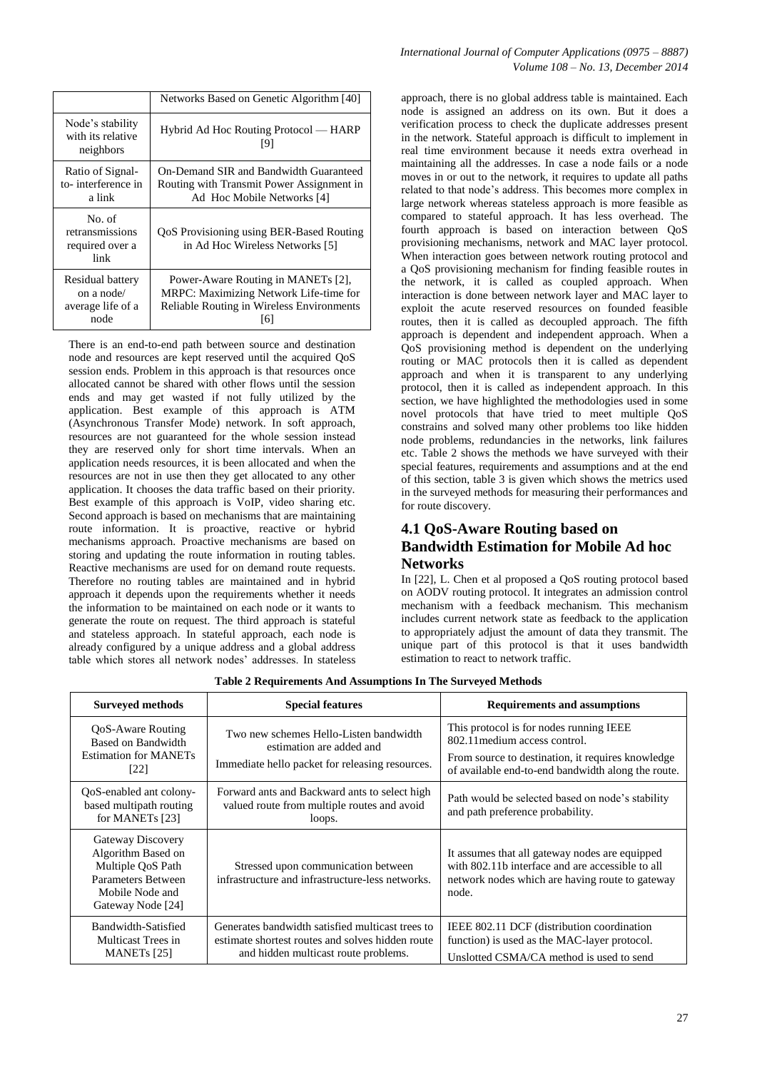| | Networks Based on Genetic Algorithm [40] |
|---|---|
| Node's stability with its relative neighbors | Hybrid Ad Hoc Routing Protocol — HARP [9] |
| Ratio of Signal-to- interference in a link | On-Demand SIR and Bandwidth Guaranteed Routing with Transmit Power Assignment in Ad Hoc Mobile Networks [4] |
| No. of retransmissions required over a link | QoS Provisioning using BER-Based Routing in Ad Hoc Wireless Networks [5] |
| Residual battery on a node/ average life of a node | Power-Aware Routing in MANETs [2], MRPC: Maximizing Network Life-time for Reliable Routing in Wireless Environments [6] |

There is an end-to-end path between source and destination node and resources are kept reserved until the acquired QoS session ends. Problem in this approach is that resources once allocated cannot be shared with other flows until the session ends and may get wasted if not fully utilized by the application. Best example of this approach is ATM (Asynchronous Transfer Mode) network. In soft approach, resources are not guaranteed for the whole session instead they are reserved only for short time intervals. When an application needs resources, it is been allocated and when the resources are not in use then they get allocated to any other application. It chooses the data traffic based on their priority. Best example of this approach is VoIP, video sharing etc. Second approach is based on mechanisms that are maintaining route information. It is proactive, reactive or hybrid mechanisms approach. Proactive mechanisms are based on storing and updating the route information in routing tables. Reactive mechanisms are used for on demand route requests. Therefore no routing tables are maintained and in hybrid approach it depends upon the requirements whether it needs the information to be maintained on each node or it wants to generate the route on request. The third approach is stateful and stateless approach. In stateful approach, each node is already configured by a unique address and a global address table which stores all network nodes' addresses. In stateless approach, there is no global address table is maintained. Each node is assigned an address on its own. But it does a verification process to check the duplicate addresses present in the network. Stateful approach is difficult to implement in real time environment because it needs extra overhead in maintaining all the addresses. In case a node fails or a node moves in or out to the network, it requires to update all paths related to that node's address. This becomes more complex in large network whereas stateless approach is more feasible as compared to stateful approach. It has less overhead. The fourth approach is based on interaction between QoS provisioning mechanisms, network and MAC layer protocol. When interaction goes between network routing protocol and a QoS provisioning mechanism for finding feasible routes in the network, it is called as coupled approach. When interaction is done between network layer and MAC layer to exploit the acute reserved resources on founded feasible routes, then it is called as decoupled approach. The fifth approach is dependent and independent approach. When a QoS provisioning method is dependent on the underlying routing or MAC protocols then it is called as dependent approach and when it is transparent to any underlying protocol, then it is called as independent approach. In this section, we have highlighted the methodologies used in some novel protocols that have tried to meet multiple QoS constrains and solved many other problems too like hidden node problems, redundancies in the networks, link failures etc. Table 2 shows the methods we have surveyed with their special features, requirements and assumptions and at the end of this section, table 3 is given which shows the metrics used in the surveyed methods for measuring their performances and for route discovery.

## 4.1 QoS-Aware Routing based on Bandwidth Estimation for Mobile Ad hoc Networks

In [22], L. Chen et al proposed a QoS routing protocol based on AODV routing protocol. It integrates an admission control mechanism with a feedback mechanism. This mechanism includes current network state as feedback to the application to appropriately adjust the amount of data they transmit. The unique part of this protocol is that it uses bandwidth estimation to react to network traffic.

**Table 2 Requirements And Assumptions In The Surveyed Methods**

| Surveyed methods | Special features | Requirements and assumptions |
|---|---|---|
| QoS-Aware Routing Based on Bandwidth Estimation for MANETs [22] | Two new schemes Hello-Listen bandwidth estimation are added and Immediate hello packet for releasing resources. | This protocol is for nodes running IEEE 802.11medium access control. From source to destination, it requires knowledge of available end-to-end bandwidth along the route. |
| QoS-enabled ant colony-based multipath routing for MANETs [23] | Forward ants and Backward ants to select high valued route from multiple routes and avoid loops. | Path would be selected based on node's stability and path preference probability. |
| Gateway Discovery Algorithm Based on Multiple QoS Path Parameters Between Mobile Node and Gateway Node [24] | Stressed upon communication between infrastructure and infrastructure-less networks. | It assumes that all gateway nodes are equipped with 802.11b interface and are accessible to all network nodes which are having route to gateway node. |
| Bandwidth-Satisfied Multicast Trees in MANETs [25] | Generates bandwidth satisfied multicast trees to estimate shortest routes and solves hidden route and hidden multicast route problems. | IEEE 802.11 DCF (distribution coordination function) is used as the MAC-layer protocol. Unslotted CSMA/CA method is used to send |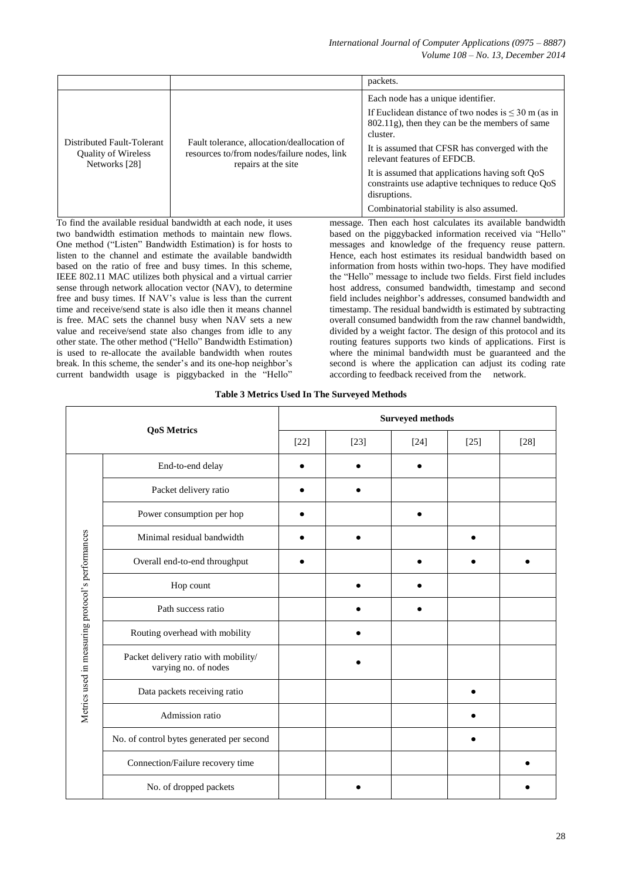| | | packets. |
|---|---|---|
| Distributed Fault-Tolerant Quality of Wireless Networks [28] | Fault tolerance, allocation/deallocation of resources to/from nodes/failure nodes, link repairs at the site | Each node has a unique identifier.<br>If Euclidean distance of two nodes is ≤ 30 m (as in 802.11g), then they can be the members of same cluster.<br>It is assumed that CFSR has converged with the relevant features of EFDCB.<br>It is assumed that applications having soft QoS constraints use adaptive techniques to reduce QoS disruptions.<br>Combinatorial stability is also assumed. |

To find the available residual bandwidth at each node, it uses two bandwidth estimation methods to maintain new flows. One method ("Listen" Bandwidth Estimation) is for hosts to listen to the channel and estimate the available bandwidth based on the ratio of free and busy times. In this scheme, IEEE 802.11 MAC utilizes both physical and a virtual carrier sense through network allocation vector (NAV), to determine free and busy times. If NAV's value is less than the current time and receive/send state is also idle then it means channel is free. MAC sets the channel busy when NAV sets a new value and receive/send state also changes from idle to any other state. The other method ("Hello" Bandwidth Estimation) is used to re-allocate the available bandwidth when routes break. In this scheme, the sender's and its one-hop neighbor's current bandwidth usage is piggybacked in the "Hello" message. Then each host calculates its available bandwidth based on the piggybacked information received via "Hello" messages and knowledge of the frequency reuse pattern. Hence, each host estimates its residual bandwidth based on information from hosts within two-hops. They have modified the "Hello" message to include two fields. First field includes host address, consumed bandwidth, timestamp and second field includes neighbor's addresses, consumed bandwidth and timestamp. The residual bandwidth is estimated by subtracting overall consumed bandwidth from the raw channel bandwidth, divided by a weight factor. The design of this protocol and its routing features supports two kinds of applications. First is where the minimal bandwidth must be guaranteed and the second is where the application can adjust its coding rate according to feedback received from the network.

**Table 3 Metrics Used In The Surveyed Methods**

| QoS Metrics | | Surveyed methods | | | | |
|---|---|---|---|---|---|---|
| | | [22] | [23] | [24] | [25] | [28] |
| Metrics used in measuring protocol's performances | End-to-end delay | ● | ● | ● | | |
| | Packet delivery ratio | ● | ● | | | |
| | Power consumption per hop | ● | | ● | | |
| | Minimal residual bandwidth | ● | ● | | ● | |
| | Overall end-to-end throughput | ● | | ● | ● | ● |
| | Hop count | | ● | ● | | |
| | Path success ratio | | ● | ● | | |
| | Routing overhead with mobility | | ● | | | |
| | Packet delivery ratio with mobility/ varying no. of nodes | | ● | | | |
| | Data packets receiving ratio | | | | ● | |
| | Admission ratio | | | | ● | |
| | No. of control bytes generated per second | | | | ● | |
| | Connection/Failure recovery time | | | | | ● |
| | No. of dropped packets | | ● | | | ● |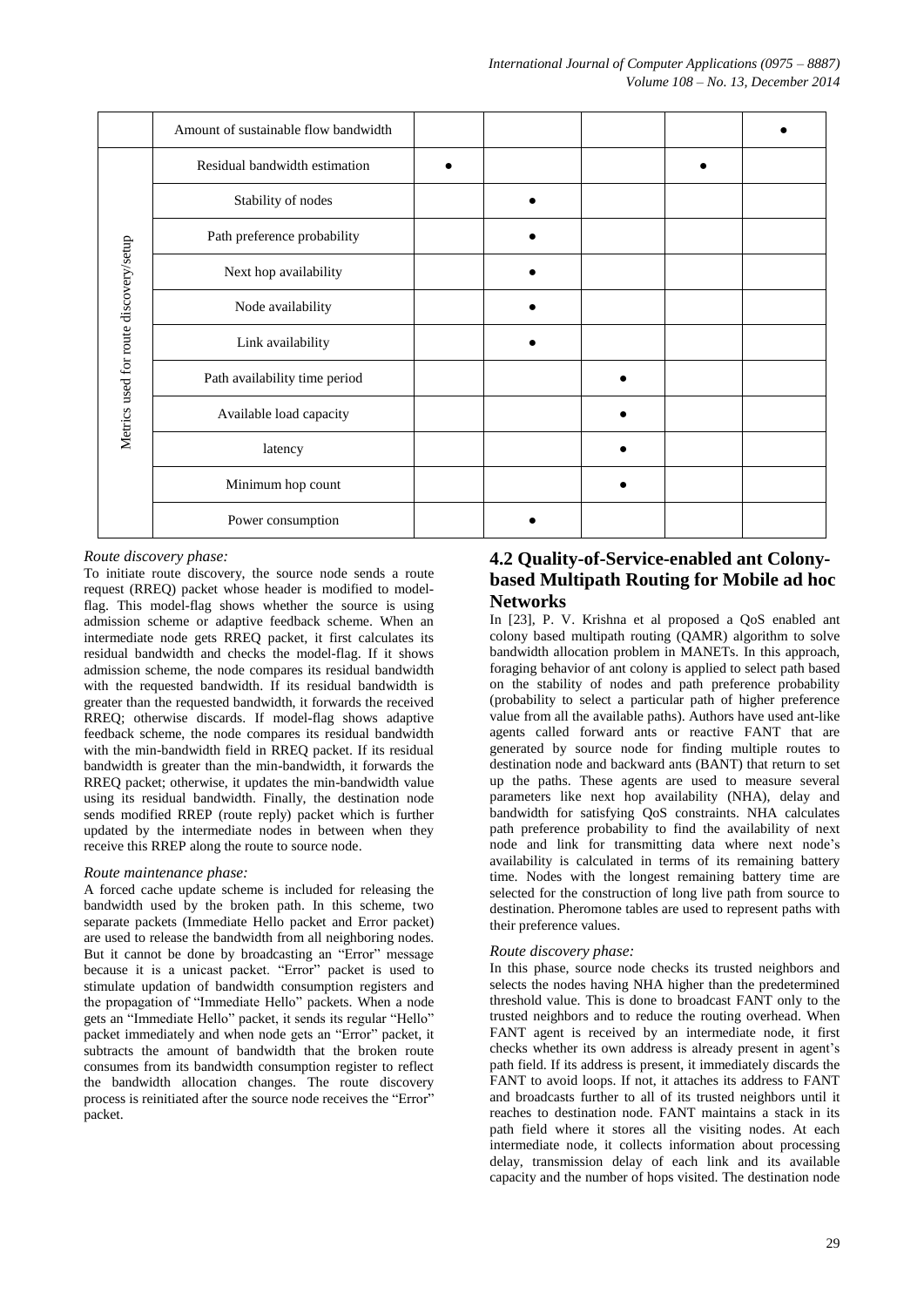|  |  |  |  |  |  |  |
|---|---|---|---|---|---|---|
|  | Amount of sustainable flow bandwidth |  |  |  |  | ● |
| Metrics used for route discovery/setup | Residual bandwidth estimation | ● |  |  | ● |  |
|  | Stability of nodes |  | ● |  |  |  |
|  | Path preference probability |  | ● |  |  |  |
|  | Next hop availability |  | ● |  |  |  |
|  | Node availability |  | ● |  |  |  |
|  | Link availability |  | ● |  |  |  |
|  | Path availability time period |  |  | ● |  |  |
|  | Available load capacity |  |  | ● |  |  |
|  | latency |  |  | ● |  |  |
|  | Minimum hop count |  |  | ● |  |  |
|  | Power consumption |  | ● |  |  |  |

*Route discovery phase:*

To initiate route discovery, the source node sends a route request (RREQ) packet whose header is modified to model-flag. This model-flag shows whether the source is using admission scheme or adaptive feedback scheme. When an intermediate node gets RREQ packet, it first calculates its residual bandwidth and checks the model-flag. If it shows admission scheme, the node compares its residual bandwidth with the requested bandwidth. If its residual bandwidth is greater than the requested bandwidth, it forwards the received RREQ; otherwise discards. If model-flag shows adaptive feedback scheme, the node compares its residual bandwidth with the min-bandwidth field in RREQ packet. If its residual bandwidth is greater than the min-bandwidth, it forwards the RREQ packet; otherwise, it updates the min-bandwidth value using its residual bandwidth. Finally, the destination node sends modified RREP (route reply) packet which is further updated by the intermediate nodes in between when they receive this RREP along the route to source node.

*Route maintenance phase:*

A forced cache update scheme is included for releasing the bandwidth used by the broken path. In this scheme, two separate packets (Immediate Hello packet and Error packet) are used to release the bandwidth from all neighboring nodes. But it cannot be done by broadcasting an "Error" message because it is a unicast packet. "Error" packet is used to stimulate updation of bandwidth consumption registers and the propagation of "Immediate Hello" packets. When a node gets an "Immediate Hello" packet, it sends its regular "Hello" packet immediately and when node gets an "Error" packet, it subtracts the amount of bandwidth that the broken route consumes from its bandwidth consumption register to reflect the bandwidth allocation changes. The route discovery process is reinitiated after the source node receives the "Error" packet.

## 4.2 Quality-of-Service-enabled ant Colony-based Multipath Routing for Mobile ad hoc Networks

In [23], P. V. Krishna et al proposed a QoS enabled ant colony based multipath routing (QAMR) algorithm to solve bandwidth allocation problem in MANETs. In this approach, foraging behavior of ant colony is applied to select path based on the stability of nodes and path preference probability (probability to select a particular path of higher preference value from all the available paths). Authors have used ant-like agents called forward ants or reactive FANT that are generated by source node for finding multiple routes to destination node and backward ants (BANT) that return to set up the paths. These agents are used to measure several parameters like next hop availability (NHA), delay and bandwidth for satisfying QoS constraints. NHA calculates path preference probability to find the availability of next node and link for transmitting data where next node's availability is calculated in terms of its remaining battery time. Nodes with the longest remaining battery time are selected for the construction of long live path from source to destination. Pheromone tables are used to represent paths with their preference values.

*Route discovery phase:*

In this phase, source node checks its trusted neighbors and selects the nodes having NHA higher than the predetermined threshold value. This is done to broadcast FANT only to the trusted neighbors and to reduce the routing overhead. When FANT agent is received by an intermediate node, it first checks whether its own address is already present in agent's path field. If its address is present, it immediately discards the FANT to avoid loops. If not, it attaches its address to FANT and broadcasts further to all of its trusted neighbors until it reaches to destination node. FANT maintains a stack in its path field where it stores all the visiting nodes. At each intermediate node, it collects information about processing delay, transmission delay of each link and its available capacity and the number of hops visited. The destination node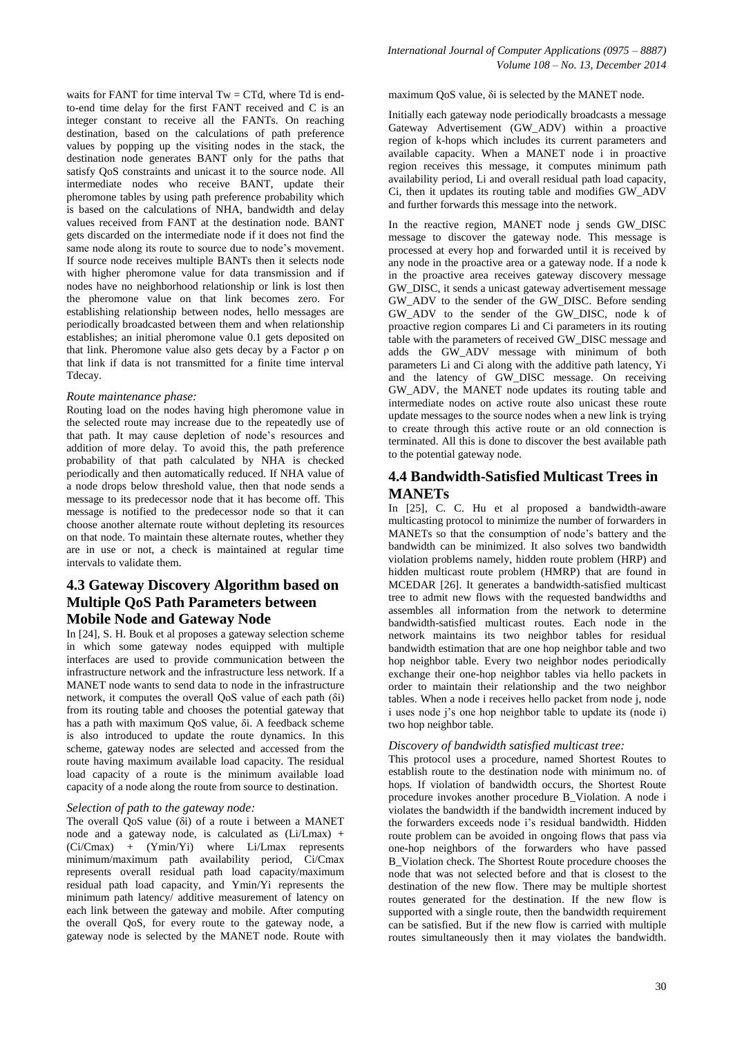waits for FANT for time interval $T_w = CT_d$, where $T_d$ is end-to-end time delay for the first FANT received and C is an integer constant to receive all the FANTs. On reaching destination, based on the calculations of path preference values by popping up the visiting nodes in the stack, the destination node generates BANT only for the paths that satisfy QoS constraints and unicast it to the source node. All intermediate nodes who receive BANT, update their pheromone tables by using path preference probability which is based on the calculations of NHA, bandwidth and delay values received from FANT at the destination node. BANT gets discarded on the intermediate node if it does not find the same node along its route to source due to node's movement. If source node receives multiple BANTs then it selects node with higher pheromone value for data transmission and if nodes have no neighborhood relationship or link is lost then the pheromone value on that link becomes zero. For establishing relationship between nodes, hello messages are periodically broadcasted between them and when relationship establishes; an initial pheromone value 0.1 gets deposited on that link. Pheromone value also gets decay by a Factor $\rho$ on that link if data is not transmitted for a finite time interval Tdecay.

*Route maintenance phase:*

Routing load on the nodes having high pheromone value in the selected route may increase due to the repeatedly use of that path. It may cause depletion of node's resources and addition of more delay. To avoid this, the path preference probability of that path calculated by NHA is checked periodically and then automatically reduced. If NHA value of a node drops below threshold value, then that node sends a message to its predecessor node that it has become off. This message is notified to the predecessor node so that it can choose another alternate route without depleting its resources on that node. To maintain these alternate routes, whether they are in use or not, a check is maintained at regular time intervals to validate them.

## 4.3 Gateway Discovery Algorithm based on Multiple QoS Path Parameters between Mobile Node and Gateway Node

In [24], S. H. Bouk et al proposes a gateway selection scheme in which some gateway nodes equipped with multiple interfaces are used to provide communication between the infrastructure network and the infrastructure less network. If a MANET node wants to send data to node in the infrastructure network, it computes the overall QoS value of each path ($\delta i$) from its routing table and chooses the potential gateway that has a path with maximum QoS value, $\delta i$. A feedback scheme is also introduced to update the route dynamics. In this scheme, gateway nodes are selected and accessed from the route having maximum available load capacity. The residual load capacity of a route is the minimum available load capacity of a node along the route from source to destination.

*Selection of path to the gateway node:*

The overall QoS value ($\delta i$) of a route i between a MANET node and a gateway node, is calculated as $(L_i/L_{max}) + (C_i/C_{max}) + (Y_{min}/Y_i)$ where $L_i/L_{max}$ represents minimum/maximum path availability period, $C_i/C_{max}$ represents overall residual path load capacity/maximum residual path load capacity, and $Y_{min}/Y_i$ represents the minimum path latency/ additive measurement of latency on each link between the gateway and mobile. After computing the overall QoS, for every route to the gateway node, a gateway node is selected by the MANET node. Route with maximum QoS value, $\delta i$ is selected by the MANET node.

Initially each gateway node periodically broadcasts a message Gateway Advertisement (GW_ADV) within a proactive region of k-hops which includes its current parameters and available capacity. When a MANET node i in proactive region receives this message, it computes minimum path availability period, $L_i$ and overall residual path load capacity, $C_i$, then it updates its routing table and modifies GW_ADV and further forwards this message into the network.

In the reactive region, MANET node j sends GW_DISC message to discover the gateway node. This message is processed at every hop and forwarded until it is received by any node in the proactive area or a gateway node. If a node k in the proactive area receives gateway discovery message GW_DISC, it sends a unicast gateway advertisement message GW_ADV to the sender of the GW_DISC. Before sending GW_ADV to the sender of the GW_DISC, node k of proactive region compares $L_i$ and $C_i$ parameters in its routing table with the parameters of received GW_DISC message and adds the GW_ADV message with minimum of both parameters $L_i$ and $C_i$ along with the additive path latency, $Y_i$ and the latency of GW_DISC message. On receiving GW_ADV, the MANET node updates its routing table and intermediate nodes on active route also unicast these route update messages to the source nodes when a new link is trying to create through this active route or an old connection is terminated. All this is done to discover the best available path to the potential gateway node.

## 4.4 Bandwidth-Satisfied Multicast Trees in MANETs

In [25], C. C. Hu et al proposed a bandwidth-aware multicasting protocol to minimize the number of forwarders in MANETs so that the consumption of node's battery and the bandwidth can be minimized. It also solves two bandwidth violation problems namely, hidden route problem (HRP) and hidden multicast route problem (HMRP) that are found in MCEDAR [26]. It generates a bandwidth-satisfied multicast tree to admit new flows with the requested bandwidths and assembles all information from the network to determine bandwidth-satisfied multicast routes. Each node in the network maintains its two neighbor tables for residual bandwidth estimation that are one hop neighbor table and two hop neighbor table. Every two neighbor nodes periodically exchange their one-hop neighbor tables via hello packets in order to maintain their relationship and the two neighbor tables. When a node i receives hello packet from node j, node i uses node j's one hop neighbor table to update its (node i) two hop neighbor table.

*Discovery of bandwidth satisfied multicast tree:*

This protocol uses a procedure, named Shortest Routes to establish route to the destination node with minimum no. of hops. If violation of bandwidth occurs, the Shortest Route procedure invokes another procedure B_Violation. A node i violates the bandwidth if the bandwidth increment induced by the forwarders exceeds node i's residual bandwidth. Hidden route problem can be avoided in ongoing flows that pass via one-hop neighbors of the forwarders who have passed B_Violation check. The Shortest Route procedure chooses the node that was not selected before and that is closest to the destination of the new flow. There may be multiple shortest routes generated for the destination. If the new flow is supported with a single route, then the bandwidth requirement can be satisfied. But if the new flow is carried with multiple routes simultaneously then it may violates the bandwidth.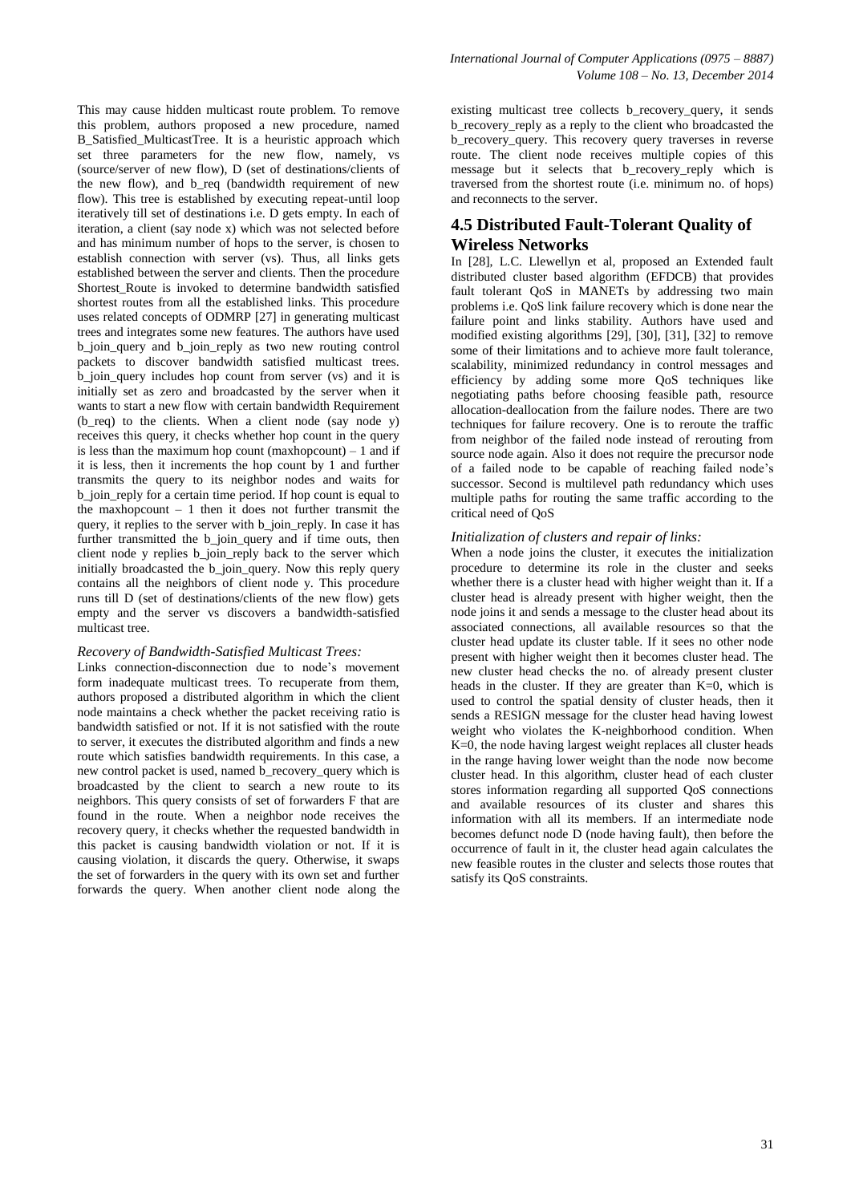This may cause hidden multicast route problem. To remove this problem, authors proposed a new procedure, named B_Satisfied_MulticastTree. It is a heuristic approach which set three parameters for the new flow, namely, vs (source/server of new flow), D (set of destinations/clients of the new flow), and b_req (bandwidth requirement of new flow). This tree is established by executing repeat-until loop iteratively till set of destinations i.e. D gets empty. In each of iteration, a client (say node x) which was not selected before and has minimum number of hops to the server, is chosen to establish connection with server (vs). Thus, all links gets established between the server and clients. Then the procedure Shortest_Route is invoked to determine bandwidth satisfied shortest routes from all the established links. This procedure uses related concepts of ODMRP [27] in generating multicast trees and integrates some new features. The authors have used b_join_query and b_join_reply as two new routing control packets to discover bandwidth satisfied multicast trees. b_join_query includes hop count from server (vs) and it is initially set as zero and broadcasted by the server when it wants to start a new flow with certain bandwidth Requirement (b_req) to the clients. When a client node (say node y) receives this query, it checks whether hop count in the query is less than the maximum hop count (maxhopcount) – 1 and if it is less, then it increments the hop count by 1 and further transmits the query to its neighbor nodes and waits for b_join_reply for a certain time period. If hop count is equal to the maxhopcount – 1 then it does not further transmit the query, it replies to the server with b_join_reply. In case it has further transmitted the b_join_query and if time outs, then client node y replies b_join_reply back to the server which initially broadcasted the b_join_query. Now this reply query contains all the neighbors of client node y. This procedure runs till D (set of destinations/clients of the new flow) gets empty and the server vs discovers a bandwidth-satisfied multicast tree.

*Recovery of Bandwidth-Satisfied Multicast Trees:*

Links connection-disconnection due to node's movement form inadequate multicast trees. To recuperate from them, authors proposed a distributed algorithm in which the client node maintains a check whether the packet receiving ratio is bandwidth satisfied or not. If it is not satisfied with the route to server, it executes the distributed algorithm and finds a new route which satisfies bandwidth requirements. In this case, a new control packet is used, named b_recovery_query which is broadcasted by the client to search a new route to its neighbors. This query consists of set of forwarders F that are found in the route. When a neighbor node receives the recovery query, it checks whether the requested bandwidth in this packet is causing bandwidth violation or not. If it is causing violation, it discards the query. Otherwise, it swaps the set of forwarders in the query with its own set and further forwards the query. When another client node along the existing multicast tree collects b_recovery_query, it sends b_recovery_reply as a reply to the client who broadcasted the b_recovery_query. This recovery query traverses in reverse route. The client node receives multiple copies of this message but it selects that b_recovery_reply which is traversed from the shortest route (i.e. minimum no. of hops) and reconnects to the server.

## 4.5 Distributed Fault-Tolerant Quality of Wireless Networks

In [28], L.C. Llewellyn et al, proposed an Extended fault distributed cluster based algorithm (EFDCB) that provides fault tolerant QoS in MANETs by addressing two main problems i.e. QoS link failure recovery which is done near the failure point and links stability. Authors have used and modified existing algorithms [29], [30], [31], [32] to remove some of their limitations and to achieve more fault tolerance, scalability, minimized redundancy in control messages and efficiency by adding some more QoS techniques like negotiating paths before choosing feasible path, resource allocation-deallocation from the failure nodes. There are two techniques for failure recovery. One is to reroute the traffic from neighbor of the failed node instead of rerouting from source node again. Also it does not require the precursor node of a failed node to be capable of reaching failed node's successor. Second is multilevel path redundancy which uses multiple paths for routing the same traffic according to the critical need of QoS

*Initialization of clusters and repair of links:*

When a node joins the cluster, it executes the initialization procedure to determine its role in the cluster and seeks whether there is a cluster head with higher weight than it. If a cluster head is already present with higher weight, then the node joins it and sends a message to the cluster head about its associated connections, all available resources so that the cluster head update its cluster table. If it sees no other node present with higher weight then it becomes cluster head. The new cluster head checks the no. of already present cluster heads in the cluster. If they are greater than K=0, which is used to control the spatial density of cluster heads, then it sends a RESIGN message for the cluster head having lowest weight who violates the K-neighborhood condition. When K=0, the node having largest weight replaces all cluster heads in the range having lower weight than the node now become cluster head. In this algorithm, cluster head of each cluster stores information regarding all supported QoS connections and available resources of its cluster and shares this information with all its members. If an intermediate node becomes defunct node D (node having fault), then before the occurrence of fault in it, the cluster head again calculates the new feasible routes in the cluster and selects those routes that satisfy its QoS constraints.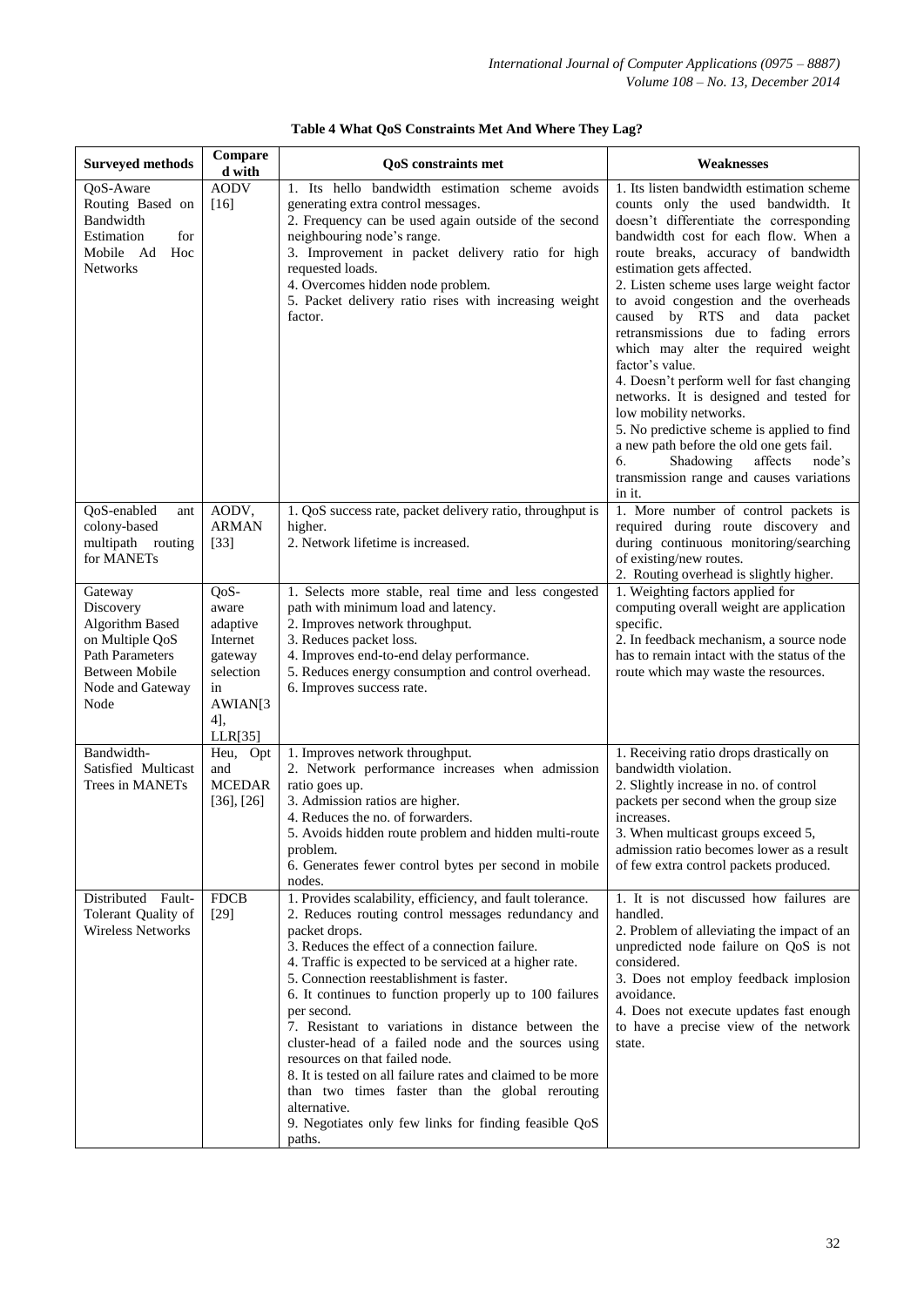**Table 4 What QoS Constraints Met And Where They Lag?**

| Surveyed methods | Compared with | QoS constraints met | Weaknesses |
|---|---|---|---|
| QoS-Aware Routing Based on Bandwidth Estimation for Mobile Ad Hoc Networks | AODV [16] | 1. Its hello bandwidth estimation scheme avoids generating extra control messages.<br>2. Frequency can be used again outside of the second neighbouring node's range.<br>3. Improvement in packet delivery ratio for high requested loads.<br>4. Overcomes hidden node problem.<br>5. Packet delivery ratio rises with increasing weight factor. | 1. Its listen bandwidth estimation scheme counts only the used bandwidth. It doesn't differentiate the corresponding bandwidth cost for each flow. When a route breaks, accuracy of bandwidth estimation gets affected.<br>2. Listen scheme uses large weight factor to avoid congestion and the overheads caused by RTS and data packet retransmissions due to fading errors which may alter the required weight factor's value.<br>4. Doesn't perform well for fast changing networks. It is designed and tested for low mobility networks.<br>5. No predictive scheme is applied to find a new path before the old one gets fail.<br>6. Shadowing affects node's transmission range and causes variations in it. |
| QoS-enabled ant colony-based multipath routing for MANETs | AODV, ARMAN [33] | 1. QoS success rate, packet delivery ratio, throughput is higher.<br>2. Network lifetime is increased. | 1. More number of control packets is required during route discovery and during continuous monitoring/searching of existing/new routes.<br>2. Routing overhead is slightly higher. |
| Gateway Discovery Algorithm Based on Multiple QoS Path Parameters Between Mobile Node and Gateway Node | QoS-aware adaptive Internet gateway selection in AWIAN[34], LLR[35] | 1. Selects more stable, real time and less congested path with minimum load and latency.<br>2. Improves network throughput.<br>3. Reduces packet loss.<br>4. Improves end-to-end delay performance.<br>5. Reduces energy consumption and control overhead.<br>6. Improves success rate. | 1. Weighting factors applied for computing overall weight are application specific.<br>2. In feedback mechanism, a source node has to remain intact with the status of the route which may waste the resources. |
| Bandwidth-Satisfied Multicast Trees in MANETs | Heu, Opt and MCEDAR [36], [26] | 1. Improves network throughput.<br>2. Network performance increases when admission ratio goes up.<br>3. Admission ratios are higher.<br>4. Reduces the no. of forwarders.<br>5. Avoids hidden route problem and hidden multi-route problem.<br>6. Generates fewer control bytes per second in mobile nodes. | 1. Receiving ratio drops drastically on bandwidth violation.<br>2. Slightly increase in no. of control packets per second when the group size increases.<br>3. When multicast groups exceed 5, admission ratio becomes lower as a result of few extra control packets produced. |
| Distributed Fault-Tolerant Quality of Wireless Networks | FDCB [29] | 1. Provides scalability, efficiency, and fault tolerance.<br>2. Reduces routing control messages redundancy and packet drops.<br>3. Reduces the effect of a connection failure.<br>4. Traffic is expected to be serviced at a higher rate.<br>5. Connection reestablishment is faster.<br>6. It continues to function properly up to 100 failures per second.<br>7. Resistant to variations in distance between the cluster-head of a failed node and the sources using resources on that failed node.<br>8. It is tested on all failure rates and claimed to be more than two times faster than the global rerouting alternative.<br>9. Negotiates only few links for finding feasible QoS paths. | 1. It is not discussed how failures are handled.<br>2. Problem of alleviating the impact of an unpredicted node failure on QoS is not considered.<br>3. Does not employ feedback implosion avoidance.<br>4. Does not execute updates fast enough to have a precise view of the network state. |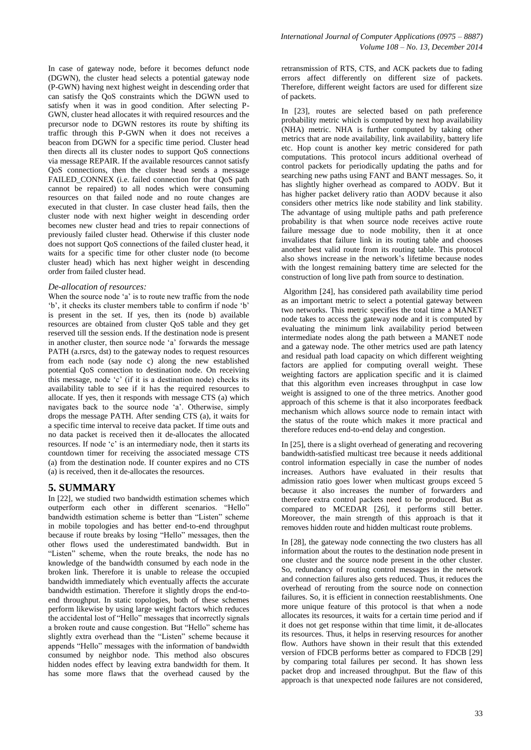In case of gateway node, before it becomes defunct node (DGWN), the cluster head selects a potential gateway node (P-GWN) having next highest weight in descending order that can satisfy the QoS constraints which the DGWN used to satisfy when it was in good condition. After selecting P-GWN, cluster head allocates it with required resources and the precursor node to DGWN restores its route by shifting its traffic through this P-GWN when it does not receives a beacon from DGWN for a specific time period. Cluster head then directs all its cluster nodes to support QoS connections via message REPAIR. If the available resources cannot satisfy QoS connections, then the cluster head sends a message FAILED_CONNEX (i.e. failed connection for that QoS path cannot be repaired) to all nodes which were consuming resources on that failed node and no route changes are executed in that cluster. In case cluster head fails, then the cluster node with next higher weight in descending order becomes new cluster head and tries to repair connections of previously failed cluster head. Otherwise if this cluster node does not support QoS connections of the failed cluster head, it waits for a specific time for other cluster node (to become cluster head) which has next higher weight in descending order from failed cluster head.

*De-allocation of resources:*

When the source node 'a' is to route new traffic from the node 'b', it checks its cluster members table to confirm if node 'b' is present in the set. If yes, then its (node b) available resources are obtained from cluster QoS table and they get reserved till the session ends. If the destination node is present in another cluster, then source node 'a' forwards the message PATH (a.rsrcs, dst) to the gateway nodes to request resources from each node (say node c) along the new established potential QoS connection to destination node. On receiving this message, node 'c' (if it is a destination node) checks its availability table to see if it has the required resources to allocate. If yes, then it responds with message CTS (a) which navigates back to the source node 'a'. Otherwise, simply drops the message PATH. After sending CTS (a), it waits for a specific time interval to receive data packet. If time outs and no data packet is received then it de-allocates the allocated resources. If node 'c' is an intermediary node, then it starts its countdown timer for receiving the associated message CTS (a) from the destination node. If counter expires and no CTS (a) is received, then it de-allocates the resources.

## 5. SUMMARY

In [22], we studied two bandwidth estimation schemes which outperform each other in different scenarios. "Hello" bandwidth estimation scheme is better than "Listen" scheme in mobile topologies and has better end-to-end throughput because if route breaks by losing "Hello" messages, then the other flows used the underestimated bandwidth. But in "Listen" scheme, when the route breaks, the node has no knowledge of the bandwidth consumed by each node in the broken link. Therefore it is unable to release the occupied bandwidth immediately which eventually affects the accurate bandwidth estimation. Therefore it slightly drops the end-to-end throughput. In static topologies, both of these schemes perform likewise by using large weight factors which reduces the accidental lost of "Hello" messages that incorrectly signals a broken route and cause congestion. But "Hello" scheme has slightly extra overhead than the "Listen" scheme because it appends "Hello" messages with the information of bandwidth consumed by neighbor node. This method also obscures hidden nodes effect by leaving extra bandwidth for them. It has some more flaws that the overhead caused by the retransmission of RTS, CTS, and ACK packets due to fading errors affect differently on different size of packets. Therefore, different weight factors are used for different size of packets.

In [23], routes are selected based on path preference probability metric which is computed by next hop availability (NHA) metric. NHA is further computed by taking other metrics that are node availability, link availability, battery life etc. Hop count is another key metric considered for path computations. This protocol incurs additional overhead of control packets for periodically updating the paths and for searching new paths using FANT and BANT messages. So, it has slightly higher overhead as compared to AODV. But it has higher packet delivery ratio than AODV because it also considers other metrics like node stability and link stability. The advantage of using multiple paths and path preference probability is that when source node receives active route failure message due to node mobility, then it at once invalidates that failure link in its routing table and chooses another best valid route from its routing table. This protocol also shows increase in the network's lifetime because nodes with the longest remaining battery time are selected for the construction of long live path from source to destination.

Algorithm [24], has considered path availability time period as an important metric to select a potential gateway between two networks. This metric specifies the total time a MANET node takes to access the gateway node and it is computed by evaluating the minimum link availability period between intermediate nodes along the path between a MANET node and a gateway node. The other metrics used are path latency and residual path load capacity on which different weighting factors are applied for computing overall weight. These weighting factors are application specific and it is claimed that this algorithm even increases throughput in case low weight is assigned to one of the three metrics. Another good approach of this scheme is that it also incorporates feedback mechanism which allows source node to remain intact with the status of the route which makes it more practical and therefore reduces end-to-end delay and congestion.

In [25], there is a slight overhead of generating and recovering bandwidth-satisfied multicast tree because it needs additional control information especially in case the number of nodes increases. Authors have evaluated in their results that admission ratio goes lower when multicast groups exceed 5 because it also increases the number of forwarders and therefore extra control packets need to be produced. But as compared to MCEDAR [26], it performs still better. Moreover, the main strength of this approach is that it removes hidden route and hidden multicast route problems.

In [28], the gateway node connecting the two clusters has all information about the routes to the destination node present in one cluster and the source node present in the other cluster. So, redundancy of routing control messages in the network and connection failures also gets reduced. Thus, it reduces the overhead of rerouting from the source node on connection failures. So, it is efficient in connection reestablishments. One more unique feature of this protocol is that when a node allocates its resources, it waits for a certain time period and if it does not get response within that time limit, it de-allocates its resources. Thus, it helps in reserving resources for another flow. Authors have shown in their result that this extended version of FDCB performs better as compared to FDCB [29] by comparing total failures per second. It has shown less packet drop and increased throughput. But the flaw of this approach is that unexpected node failures are not considered,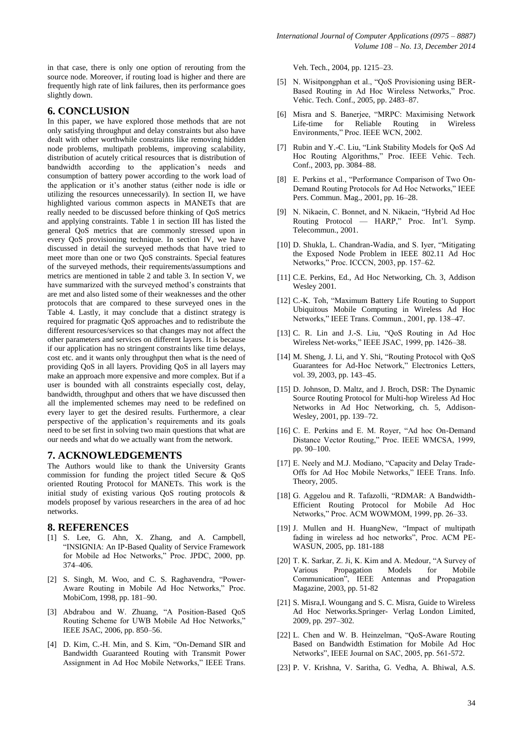in that case, there is only one option of rerouting from the source node. Moreover, if routing load is higher and there are frequently high rate of link failures, then its performance goes slightly down.

## 6. CONCLUSION

In this paper, we have explored those methods that are not only satisfying throughput and delay constraints but also have dealt with other worthwhile constraints like removing hidden node problems, multipath problems, improving scalability, distribution of acutely critical resources that is distribution of bandwidth according to the application's needs and consumption of battery power according to the work load of the application or it's another status (either node is idle or utilizing the resources unnecessarily). In section II, we have highlighted various common aspects in MANETs that are really needed to be discussed before thinking of QoS metrics and applying constraints. Table 1 in section III has listed the general QoS metrics that are commonly stressed upon in every QoS provisioning technique. In section IV, we have discussed in detail the surveyed methods that have tried to meet more than one or two QoS constraints. Special features of the surveyed methods, their requirements/assumptions and metrics are mentioned in table 2 and table 3. In section V, we have summarized with the surveyed method's constraints that are met and also listed some of their weaknesses and the other protocols that are compared to these surveyed ones in the Table 4. Lastly, it may conclude that a distinct strategy is required for pragmatic QoS approaches and to redistribute the different resources/services so that changes may not affect the other parameters and services on different layers. It is because if our application has no stringent constraints like time delays, cost etc. and it wants only throughput then what is the need of providing QoS in all layers. Providing QoS in all layers may make an approach more expensive and more complex. But if a user is bounded with all constraints especially cost, delay, bandwidth, throughput and others that we have discussed then all the implemented schemes may need to be redefined on every layer to get the desired results. Furthermore, a clear perspective of the application's requirements and its goals need to be set first in solving two main questions that what are our needs and what do we actually want from the network.

## 7. ACKNOWLEDGEMENTS

The Authors would like to thank the University Grants commission for funding the project titled Secure & QoS oriented Routing Protocol for MANETs. This work is the initial study of existing various QoS routing protocols & models proposef by various researchers in the area of ad hoc networks.

## 8. REFERENCES

[1] S. Lee, G. Ahn, X. Zhang, and A. Campbell, "INSIGNIA: An IP-Based Quality of Service Framework for Mobile ad Hoc Networks," Proc. JPDC, 2000, pp. 374–406.

[2] S. Singh, M. Woo, and C. S. Raghavendra, "Power-Aware Routing in Mobile Ad Hoc Networks," Proc. MobiCom, 1998, pp. 181–90.

[3] Abdrabou and W. Zhuang, "A Position-Based QoS Routing Scheme for UWB Mobile Ad Hoc Networks," IEEE JSAC, 2006, pp. 850–56.

[4] D. Kim, C.-H. Min, and S. Kim, "On-Demand SIR and Bandwidth Guaranteed Routing with Transmit Power Assignment in Ad Hoc Mobile Networks," IEEE Trans. Veh. Tech., 2004, pp. 1215–23.

[5] N. Wisitpongphan et al., "QoS Provisioning using BER-Based Routing in Ad Hoc Wireless Networks," Proc. Vehic. Tech. Conf., 2005, pp. 2483–87.

[6] Misra and S. Banerjee, "MRPC: Maximising Network Life-time for Reliable Routing in Wireless Environments," Proc. IEEE WCN, 2002.

[7] Rubin and Y.-C. Liu, "Link Stability Models for QoS Ad Hoc Routing Algorithms," Proc. IEEE Vehic. Tech. Conf., 2003, pp. 3084–88.

[8] E. Perkins et al., "Performance Comparison of Two On-Demand Routing Protocols for Ad Hoc Networks," IEEE Pers. Commun. Mag., 2001, pp. 16–28.

[9] N. Nikaein, C. Bonnet, and N. Nikaein, "Hybrid Ad Hoc Routing Protocol — HARP," Proc. Int'l. Symp. Telecommun., 2001.

[10] D. Shukla, L. Chandran-Wadia, and S. Iyer, "Mitigating the Exposed Node Problem in IEEE 802.11 Ad Hoc Networks," Proc. ICCCN, 2003, pp. 157–62.

[11] C.E. Perkins, Ed., Ad Hoc Networking, Ch. 3, Addison Wesley 2001.

[12] C.-K. Toh, "Maximum Battery Life Routing to Support Ubiquitous Mobile Computing in Wireless Ad Hoc Networks," IEEE Trans. Commun., 2001, pp. 138–47.

[13] C. R. Lin and J.-S. Liu, "QoS Routing in Ad Hoc Wireless Net-works," IEEE JSAC, 1999, pp. 1426–38.

[14] M. Sheng, J. Li, and Y. Shi, "Routing Protocol with QoS Guarantees for Ad-Hoc Network," Electronics Letters, vol. 39, 2003, pp. 143–45.

[15] D. Johnson, D. Maltz, and J. Broch, DSR: The Dynamic Source Routing Protocol for Multi-hop Wireless Ad Hoc Networks in Ad Hoc Networking, ch. 5, Addison-Wesley, 2001, pp. 139–72.

[16] C. E. Perkins and E. M. Royer, "Ad hoc On-Demand Distance Vector Routing," Proc. IEEE WMCSA, 1999, pp. 90–100.

[17] E. Neely and M.J. Modiano, "Capacity and Delay Trade-Offs for Ad Hoc Mobile Networks," IEEE Trans. Info. Theory, 2005.

[18] G. Aggelou and R. Tafazolli, "RDMAR: A Bandwidth-Efficient Routing Protocol for Mobile Ad Hoc Networks," Proc. ACM WOWMOM, 1999, pp. 26–33.

[19] J. Mullen and H. HuangNew, "Impact of multipath fading in wireless ad hoc networks", Proc. ACM PE-WASUN, 2005, pp. 181-188

[20] T. K. Sarkar, Z. Ji, K. Kim and A. Medour, "A Survey of Various Propagation Models for Mobile Communication", IEEE Antennas and Propagation Magazine, 2003, pp. 51-82

[21] S. Misra,I. Woungang and S. C. Misra, Guide to Wireless Ad Hoc Networks.Springer- Verlag London Limited, 2009, pp. 297–302.

[22] L. Chen and W. B. Heinzelman, "QoS-Aware Routing Based on Bandwidth Estimation for Mobile Ad Hoc Networks", IEEE Journal on SAC, 2005, pp. 561-572.

[23] P. V. Krishna, V. Saritha, G. Vedha, A. Bhiwal, A.S.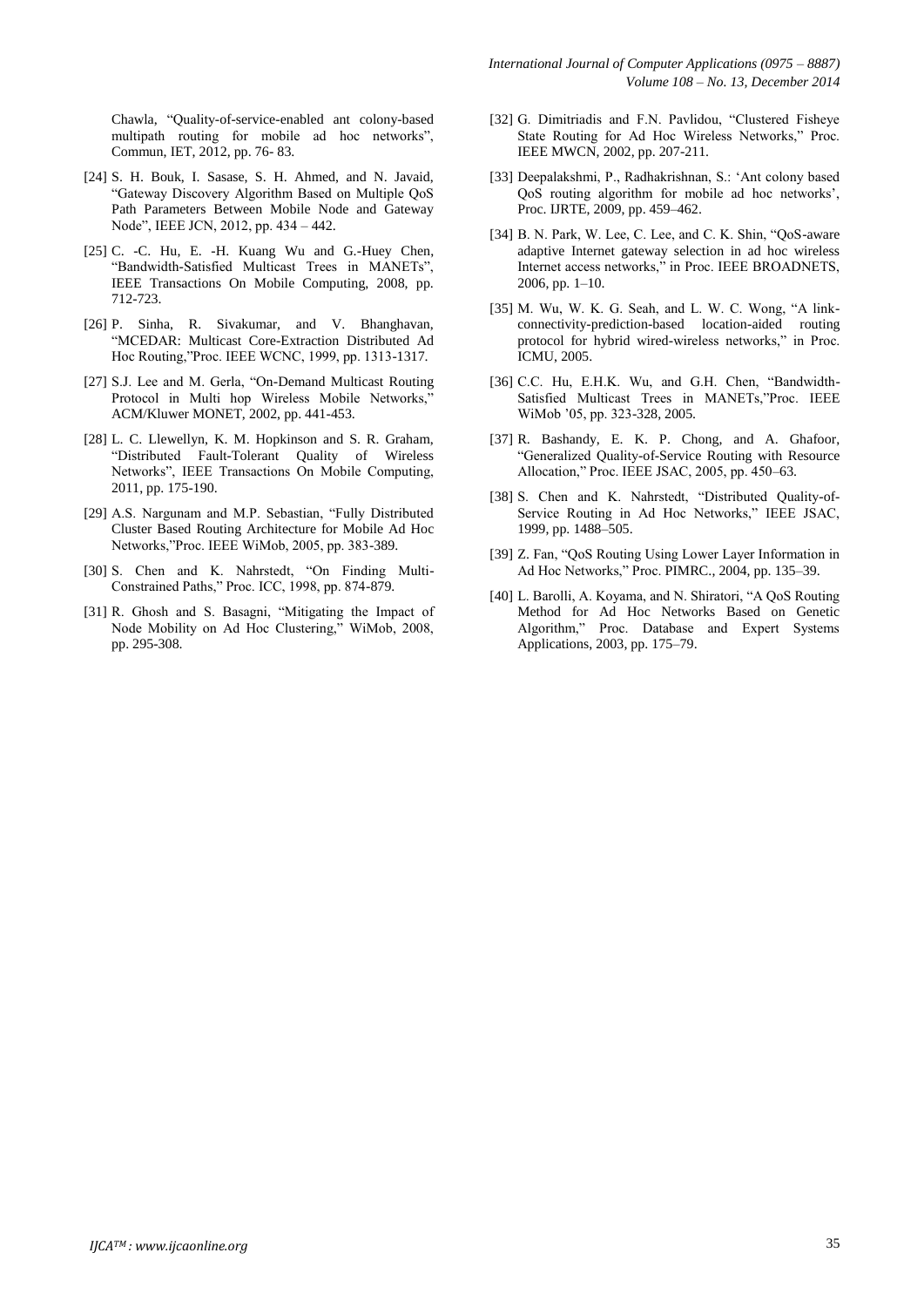Chawla, "Quality-of-service-enabled ant colony-based multipath routing for mobile ad hoc networks", Commun, IET, 2012, pp. 76- 83.

[24] S. H. Bouk, I. Sasase, S. H. Ahmed, and N. Javaid, "Gateway Discovery Algorithm Based on Multiple QoS Path Parameters Between Mobile Node and Gateway Node", IEEE JCN, 2012, pp. 434 – 442.

[25] C. -C. Hu, E. -H. Kuang Wu and G.-Huey Chen, "Bandwidth-Satisfied Multicast Trees in MANETs", IEEE Transactions On Mobile Computing, 2008, pp. 712-723.

[26] P. Sinha, R. Sivakumar, and V. Bhanghavan, "MCEDAR: Multicast Core-Extraction Distributed Ad Hoc Routing,"Proc. IEEE WCNC, 1999, pp. 1313-1317.

[27] S.J. Lee and M. Gerla, "On-Demand Multicast Routing Protocol in Multi hop Wireless Mobile Networks," ACM/Kluwer MONET, 2002, pp. 441-453.

[28] L. C. Llewellyn, K. M. Hopkinson and S. R. Graham, "Distributed Fault-Tolerant Quality of Wireless Networks", IEEE Transactions On Mobile Computing, 2011, pp. 175-190.

[29] A.S. Nargunam and M.P. Sebastian, "Fully Distributed Cluster Based Routing Architecture for Mobile Ad Hoc Networks,"Proc. IEEE WiMob, 2005, pp. 383-389.

[30] S. Chen and K. Nahrstedt, "On Finding Multi-Constrained Paths," Proc. ICC, 1998, pp. 874-879.

[31] R. Ghosh and S. Basagni, "Mitigating the Impact of Node Mobility on Ad Hoc Clustering," WiMob, 2008, pp. 295-308.

[32] G. Dimitriadis and F.N. Pavlidou, "Clustered Fisheye State Routing for Ad Hoc Wireless Networks," Proc. IEEE MWCN, 2002, pp. 207-211.

[33] Deepalakshmi, P., Radhakrishnan, S.: 'Ant colony based QoS routing algorithm for mobile ad hoc networks', Proc. IJRTE, 2009, pp. 459–462.

[34] B. N. Park, W. Lee, C. Lee, and C. K. Shin, "QoS-aware adaptive Internet gateway selection in ad hoc wireless Internet access networks," in Proc. IEEE BROADNETS, 2006, pp. 1–10.

[35] M. Wu, W. K. G. Seah, and L. W. C. Wong, "A link-connectivity-prediction-based location-aided routing protocol for hybrid wired-wireless networks," in Proc. ICMU, 2005.

[36] C.C. Hu, E.H.K. Wu, and G.H. Chen, "Bandwidth-Satisfied Multicast Trees in MANETs,"Proc. IEEE WiMob '05, pp. 323-328, 2005.

[37] R. Bashandy, E. K. P. Chong, and A. Ghafoor, "Generalized Quality-of-Service Routing with Resource Allocation," Proc. IEEE JSAC, 2005, pp. 450–63.

[38] S. Chen and K. Nahrstedt, "Distributed Quality-of-Service Routing in Ad Hoc Networks," IEEE JSAC, 1999, pp. 1488–505.

[39] Z. Fan, "QoS Routing Using Lower Layer Information in Ad Hoc Networks," Proc. PIMRC., 2004, pp. 135–39.

[40] L. Barolli, A. Koyama, and N. Shiratori, "A QoS Routing Method for Ad Hoc Networks Based on Genetic Algorithm," Proc. Database and Expert Systems Applications, 2003, pp. 175–79.